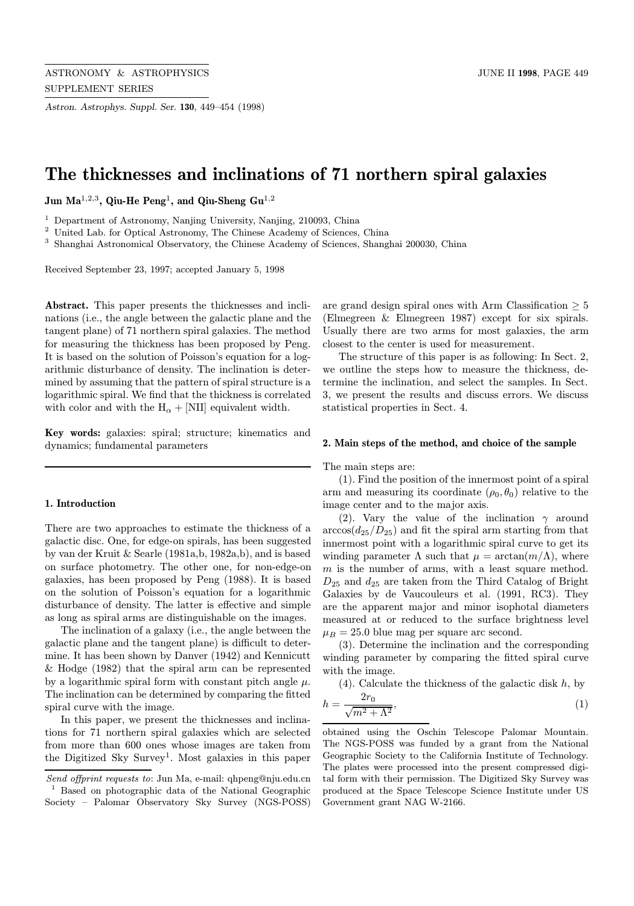# The thicknesses and inclinations of 71 northern spiral galaxies

**Jun Ma**[1,2,3], **Qiu-He Peng**[1], **and Qiu-Sheng Gu**[1,2]

[1] Department of Astronomy, Nanjing University, Nanjing, 210093, China
[2] United Lab. for Optical Astronomy, The Chinese Academy of Sciences, China
[3] Shanghai Astronomical Observatory, the Chinese Academy of Sciences, Shanghai 200030, China

Received September 23, 1997; accepted January 5, 1998

**Abstract.** This paper presents the thicknesses and inclinations (i.e., the angle between the galactic plane and the tangent plane) of 71 northern spiral galaxies. The method for measuring the thickness has been proposed by Peng. It is based on the solution of Poisson's equation for a logarithmic disturbance of density. The inclination is determined by assuming that the pattern of spiral structure is a logarithmic spiral. We find that the thickness is correlated with color and with the $H_\alpha$ + [NII] equivalent width.

**Key words:** galaxies: spiral; structure; kinematics and dynamics; fundamental parameters

## 1. Introduction

There are two approaches to estimate the thickness of a galactic disc. One, for edge-on spirals, has been suggested by van der Kruit & Searle (1981a,b, 1982a,b), and is based on surface photometry. The other one, for non-edge-on galaxies, has been proposed by Peng (1988). It is based on the solution of Poisson's equation for a logarithmic disturbance of density. The latter is effective and simple as long as spiral arms are distinguishable on the images.

The inclination of a galaxy (i.e., the angle between the galactic plane and the tangent plane) is difficult to determine. It has been shown by Danver (1942) and Kennicutt & Hodge (1982) that the spiral arm can be represented by a logarithmic spiral form with constant pitch angle $\mu$. The inclination can be determined by comparing the fitted spiral curve with the image.

In this paper, we present the thicknesses and inclinations for 71 northern spiral galaxies which are selected from more than 600 ones whose images are taken from the Digitized Sky Survey[1]. Most galaxies in this paper are grand design spiral ones with Arm Classification $\geq 5$ (Elmegreen & Elmegreen 1987) except for six spirals. Usually there are two arms for most galaxies, the arm closest to the center is used for measurement.

The structure of this paper is as following: In Sect. 2, we outline the steps how to measure the thickness, determine the inclination, and select the samples. In Sect. 3, we present the results and discuss errors. We discuss statistical properties in Sect. 4.

## 2. Main steps of the method, and choice of the sample

The main steps are:

(1). Find the position of the innermost point of a spiral arm and measuring its coordinate $(\rho_0, \theta_0)$ relative to the image center and to the major axis.

(2). Vary the value of the inclination $\gamma$ around $\arccos(d_{25}/D_{25})$ and fit the spiral arm starting from that innermost point with a logarithmic spiral curve to get its winding parameter $\Lambda$ such that $\mu = \arctan(m/\Lambda)$, where $m$ is the number of arms, with a least square method. $D_{25}$ and $d_{25}$ are taken from the Third Catalog of Bright Galaxies by de Vaucouleurs et al. (1991, RC3). They are the apparent major and minor isophotal diameters measured at or reduced to the surface brightness level $\mu_B = 25.0$ blue mag per square arc second.

(3). Determine the inclination and the corresponding winding parameter by comparing the fitted spiral curve with the image.

(4). Calculate the thickness of the galactic disk $h$, by

$$h = \frac{2r_0}{\sqrt{m^2 + \Lambda^2}}, \tag{1}$$

*Send offprint requests to*: Jun Ma, e-mail: qhpeng@nju.edu.cn

[1] Based on photographic data of the National Geographic Society – Palomar Observatory Sky Survey (NGS-POSS) obtained using the Oschin Telescope Palomar Mountain. The NGS-POSS was funded by a grant from the National Geographic Society to the California Institute of Technology. The plates were processed into the present compressed digital form with their permission. The Digitized Sky Survey was produced at the Space Telescope Science Institute under US Government grant NAG W-2166.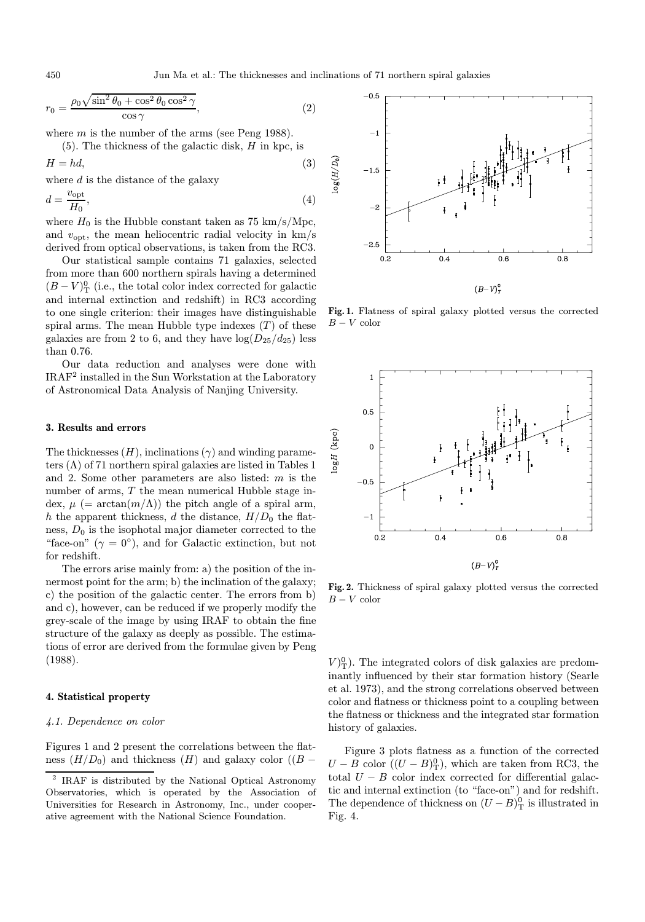$$r_0 = \frac{\rho_0 \sqrt{\sin^2\theta_0 + \cos^2\theta_0 \cos^2\gamma}}{\cos\gamma}, \tag{2}$$

where $m$ is the number of the arms (see Peng 1988).

(5). The thickness of the galactic disk, $H$ in kpc, is

$$H = hd, \tag{3}$$

where $d$ is the distance of the galaxy

$$d = \frac{v_{\rm opt}}{H_0}, \tag{4}$$

where $H_0$ is the Hubble constant taken as 75 km/s/Mpc, and $v_{\rm opt}$, the mean heliocentric radial velocity in km/s derived from optical observations, is taken from the RC3.

Our statistical sample contains 71 galaxies, selected from more than 600 northern spirals having a determined $(B-V)^0_{\rm T}$ (i.e., the total color index corrected for galactic and internal extinction and redshift) in RC3 according to one single criterion: their images have distinguishable spiral arms. The mean Hubble type indexes ($T$) of these galaxies are from 2 to 6, and they have $\log(D_{25}/d_{25})$ less than 0.76.

Our data reduction and analyses were done with IRAF[2] installed in the Sun Workstation at the Laboratory of Astronomical Data Analysis of Nanjing University.

## 3. Results and errors

The thicknesses ($H$), inclinations ($\gamma$) and winding parameters ($\Lambda$) of 71 northern spiral galaxies are listed in Tables 1 and 2. Some other parameters are also listed: $m$ is the number of arms, $T$ the mean numerical Hubble stage index, $\mu$ ($= \arctan(m/\Lambda)$) the pitch angle of a spiral arm, $h$ the apparent thickness, $d$ the distance, $H/D_0$ the flatness, $D_0$ is the isophotal major diameter corrected to the "face-on" ($\gamma = 0^\circ$), and for Galactic extinction, but not for redshift.

The errors arise mainly from: a) the position of the innermost point for the arm; b) the inclination of the galaxy; c) the position of the galactic center. The errors from b) and c), however, can be reduced if we properly modify the grey-scale of the image by using IRAF to obtain the fine structure of the galaxy as deeply as possible. The estimations of error are derived from the formulae given by Peng (1988).

## 4. Statistical property

### 4.1. Dependence on color

Figures 1 and 2 present the correlations between the flatness ($H/D_0$) and thickness ($H$) and galaxy color ($(B-V)^0_{\rm T}$). The integrated colors of disk galaxies are predominantly influenced by their star formation history (Searle et al. 1973), and the strong correlations observed between color and flatness or thickness point to a coupling between the flatness or thickness and the integrated star formation history of galaxies.

**Fig. 1.** Flatness of spiral galaxy plotted versus the corrected $B-V$ color

**Fig. 2.** Thickness of spiral galaxy plotted versus the corrected $B-V$ color

Figure 3 plots flatness as a function of the corrected $U-B$ color ($(U-B)^0_{\rm T}$), which are taken from RC3, the total $U-B$ color index corrected for differential galactic and internal extinction (to "face-on") and for redshift. The dependence of thickness on $(U-B)^0_{\rm T}$ is illustrated in Fig. 4.

[2] IRAF is distributed by the National Optical Astronomy Observatories, which is operated by the Association of Universities for Research in Astronomy, Inc., under cooperative agreement with the National Science Foundation.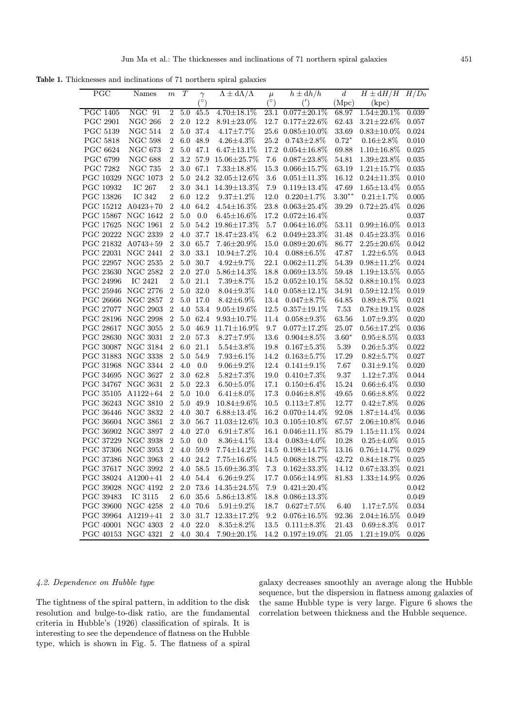**Table 1.** Thicknesses and inclinations of 71 northern spiral galaxies

| PGC | Names | $m$ | $T$ | $\gamma$ (°) | $\Lambda \pm d\Lambda/\Lambda$ | $\mu$ (°) | $h \pm dh/h$ (′) | $d$ (Mpc) | $H \pm dH/H$ (kpc) | $H/D_0$ |
|---|---|---|---|---|---|---|---|---|---|---|
| PGC 1405 | NGC 91 | 2 | 5.0 | 45.5 | 4.70±18.1% | 23.1 | 0.077±20.1% | 68.97 | 1.54±20.1% | 0.039 |
| PGC 2901 | NGC 266 | 2 | 2.0 | 12.2 | 8.91±23.0% | 12.7 | 0.177±22.6% | 62.43 | 3.21±22.6% | 0.057 |
| PGC 5139 | NGC 514 | 2 | 5.0 | 37.4 | 4.17±7.7% | 25.6 | 0.085±10.0% | 33.69 | 0.83±10.0% | 0.024 |
| PGC 5818 | NGC 598 | 2 | 6.0 | 48.9 | 4.26±4.3% | 25.2 | 0.743±2.8% | 0.72* | 0.16±2.8% | 0.010 |
| PGC 6624 | NGC 673 | 2 | 5.0 | 47.1 | 6.47±13.1% | 17.2 | 0.054±16.8% | 69.88 | 1.10±16.8% | 0.025 |
| PGC 6799 | NGC 688 | 2 | 3.2 | 57.9 | 15.06±25.7% | 7.6 | 0.087±23.8% | 54.81 | 1.39±23.8% | 0.035 |
| PGC 7282 | NGC 735 | 2 | 3.0 | 67.1 | 7.33±18.8% | 15.3 | 0.066±15.7% | 63.19 | 1.21±15.7% | 0.035 |
| PGC 10329 | NGC 1073 | 2 | 5.0 | 24.2 | 32.05±12.6% | 3.6 | 0.051±11.3% | 16.12 | 0.24±11.3% | 0.010 |
| PGC 10932 | IC 267 | 2 | 3.0 | 34.1 | 14.39±13.3% | 7.9 | 0.119±13.4% | 47.69 | 1.65±13.4% | 0.055 |
| PGC 13826 | IC 342 | 2 | 6.0 | 12.2 | 9.37±1.2% | 12.0 | 0.220±1.7% | 3.30** | 0.21±1.7% | 0.005 |
| PGC 15212 | A0423+70 | 2 | 4.0 | 64.2 | 4.54±16.3% | 23.8 | 0.063±25.4% | 39.29 | 0.72±25.4% | 0.026 |
| PGC 15867 | NGC 1642 | 2 | 5.0 | 0.0 | 6.45±16.6% | 17.2 | 0.072±16.4% | | | 0.037 |
| PGC 17625 | NGC 1961 | 2 | 5.0 | 54.2 | 19.86±17.3% | 5.7 | 0.064±16.0% | 53.11 | 0.99±16.0% | 0.013 |
| PGC 20222 | NGC 2339 | 2 | 4.0 | 37.7 | 18.47±23.4% | 6.2 | 0.049±23.3% | 31.48 | 0.45±23.3% | 0.016 |
| PGC 21832 | A0743+59 | 2 | 3.0 | 65.7 | 7.46±20.9% | 15.0 | 0.089±20.6% | 86.77 | 2.25±20.6% | 0.042 |
| PGC 22031 | NGC 2441 | 2 | 3.0 | 33.1 | 10.94±7.2% | 10.4 | 0.088±6.5% | 47.87 | 1.22±6.5% | 0.043 |
| PGC 22957 | NGC 2535 | 2 | 5.0 | 30.7 | 4.92±9.7% | 22.1 | 0.062±11.2% | 54.39 | 0.98±11.2% | 0.024 |
| PGC 23630 | NGC 2582 | 2 | 2.0 | 27.0 | 5.86±14.3% | 18.8 | 0.069±13.5% | 59.48 | 1.19±13.5% | 0.055 |
| PGC 24996 | IC 2421 | 2 | 5.0 | 21.1 | 7.39±8.7% | 15.2 | 0.052±10.1% | 58.52 | 0.88±10.1% | 0.023 |
| PGC 25946 | NGC 2776 | 2 | 5.0 | 32.0 | 8.04±9.3% | 14.0 | 0.058±12.1% | 34.91 | 0.59±12.1% | 0.019 |
| PGC 26666 | NGC 2857 | 2 | 5.0 | 17.0 | 8.42±6.9% | 13.4 | 0.047±8.7% | 64.85 | 0.89±8.7% | 0.021 |
| PGC 27077 | NGC 2903 | 2 | 4.0 | 53.4 | 9.05±19.6% | 12.5 | 0.357±19.1% | 7.53 | 0.78±19.1% | 0.028 |
| PGC 28196 | NGC 2998 | 2 | 5.0 | 62.4 | 9.93±10.7% | 11.4 | 0.058±9.3% | 63.56 | 1.07±9.3% | 0.020 |
| PGC 28617 | NGC 3055 | 2 | 5.0 | 46.9 | 11.71±16.9% | 9.7 | 0.077±17.2% | 25.07 | 0.56±17.2% | 0.036 |
| PGC 28630 | NGC 3031 | 2 | 2.0 | 57.3 | 8.27±7.9% | 13.6 | 0.904±8.5% | 3.60* | 0.95±8.5% | 0.033 |
| PGC 30087 | NGC 3184 | 2 | 6.0 | 21.1 | 5.54±3.8% | 19.8 | 0.167±5.3% | 5.39 | 0.26±5.3% | 0.022 |
| PGC 31883 | NGC 3338 | 2 | 5.0 | 54.9 | 7.93±6.1% | 14.2 | 0.163±5.7% | 17.29 | 0.82±5.7% | 0.027 |
| PGC 31968 | NGC 3344 | 2 | 4.0 | 0.0 | 9.06±9.2% | 12.4 | 0.141±9.1% | 7.67 | 0.31±9.1% | 0.020 |
| PGC 34695 | NGC 3627 | 2 | 3.0 | 62.8 | 5.82±7.3% | 19.0 | 0.410±7.3% | 9.37 | 1.12±7.3% | 0.044 |
| PGC 34767 | NGC 3631 | 2 | 5.0 | 22.3 | 6.50±5.0% | 17.1 | 0.150±6.4% | 15.24 | 0.66±6.4% | 0.030 |
| PGC 35105 | A1122+64 | 2 | 5.0 | 10.0 | 6.41±8.0% | 17.3 | 0.046±8.8% | 49.65 | 0.66±8.8% | 0.022 |
| PGC 36243 | NGC 3810 | 2 | 5.0 | 49.9 | 10.84±9.6% | 10.5 | 0.113±7.8% | 12.77 | 0.42±7.8% | 0.026 |
| PGC 36446 | NGC 3832 | 2 | 4.0 | 30.7 | 6.88±13.4% | 16.2 | 0.070±14.4% | 92.08 | 1.87±14.4% | 0.036 |
| PGC 36604 | NGC 3861 | 2 | 3.0 | 56.7 | 11.03±12.6% | 10.3 | 0.105±10.8% | 67.57 | 2.06±10.8% | 0.046 |
| PGC 36902 | NGC 3897 | 2 | 4.0 | 27.0 | 6.91±7.8% | 16.1 | 0.046±11.1% | 85.79 | 1.15±11.1% | 0.024 |
| PGC 37229 | NGC 3938 | 2 | 5.0 | 0.0 | 8.36±4.1% | 13.4 | 0.083±4.0% | 10.28 | 0.25±4.0% | 0.015 |
| PGC 37306 | NGC 3953 | 2 | 4.0 | 59.9 | 7.74±14.2% | 14.5 | 0.198±14.7% | 13.16 | 0.76±14.7% | 0.029 |
| PGC 37386 | NGC 3963 | 2 | 4.0 | 24.2 | 7.75±16.6% | 14.5 | 0.068±18.7% | 42.72 | 0.84±18.7% | 0.025 |
| PGC 37617 | NGC 3992 | 2 | 4.0 | 58.5 | 15.69±36.3% | 7.3 | 0.162±33.3% | 14.12 | 0.67±33.3% | 0.021 |
| PGC 38024 | A1200+41 | 2 | 4.0 | 54.4 | 6.26±9.2% | 17.7 | 0.056±14.9% | 81.83 | 1.33±14.9% | 0.026 |
| PGC 39028 | NGC 4192 | 2 | 2.0 | 73.6 | 14.35±24.5% | 7.9 | 0.421±20.4% | | | 0.042 |
| PGC 39483 | IC 3115 | 2 | 6.0 | 35.6 | 5.86±13.8% | 18.8 | 0.086±13.3% | | | 0.049 |
| PGC 39600 | NGC 4258 | 2 | 4.0 | 70.6 | 5.91±9.2% | 18.7 | 0.627±7.5% | 6.40 | 1.17±7.5% | 0.034 |
| PGC 39964 | A1219+41 | 2 | 3.0 | 31.7 | 12.33±17.2% | 9.2 | 0.076±16.5% | 92.36 | 2.04±16.5% | 0.049 |
| PGC 40001 | NGC 4303 | 2 | 4.0 | 22.0 | 8.35±8.2% | 13.5 | 0.111±8.3% | 21.43 | 0.69±8.3% | 0.017 |
| PGC 40153 | NGC 4321 | 2 | 4.0 | 30.4 | 7.90±20.1% | 14.2 | 0.197±19.0% | 21.05 | 1.21±19.0% | 0.026 |

### 4.2. Dependence on Hubble type

The tightness of the spiral pattern, in addition to the disk resolution and bulge-to-disk ratio, are the fundamental criteria in Hubble's (1926) classification of spirals. It is interesting to see the dependence of flatness on the Hubble type, which is shown in Fig. 5. The flatness of a spiral galaxy decreases smoothly an average along the Hubble sequence, but the dispersion in flatness among galaxies of the same Hubble type is very large. Figure 6 shows the correlation between thickness and the Hubble sequence.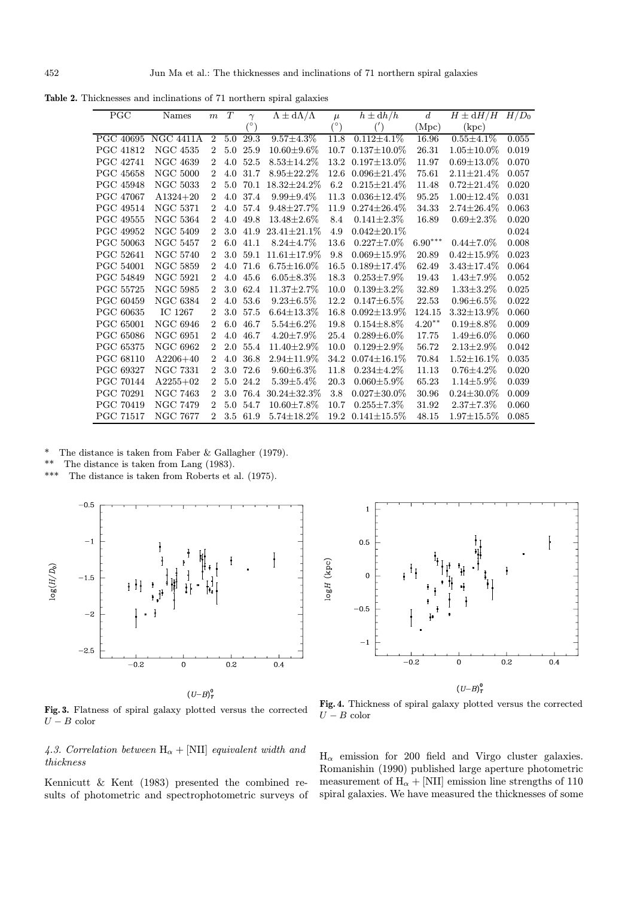**Table 2.** Thicknesses and inclinations of 71 northern spiral galaxies

| PGC | Names | $m$ | $T$ | $\gamma$ (°) | $\Lambda \pm \mathrm{d}\Lambda/\Lambda$ | $\mu$ (°) | $h \pm \mathrm{d}h/h$ (′) | $d$ (Mpc) | $H \pm \mathrm{d}H/H$ (kpc) | $H/D_0$ |
|---|---|---|---|---|---|---|---|---|---|---|
| PGC 40695 | NGC 4411A | 2 | 5.0 | 29.3 | 9.57±4.3% | 11.8 | 0.112±4.1% | 16.96 | 0.55±4.1% | 0.055 |
| PGC 41812 | NGC 4535 | 2 | 5.0 | 25.9 | 10.60±9.6% | 10.7 | 0.137±10.0% | 26.31 | 1.05±10.0% | 0.019 |
| PGC 42741 | NGC 4639 | 2 | 4.0 | 52.5 | 8.53±14.2% | 13.2 | 0.197±13.0% | 11.97 | 0.69±13.0% | 0.070 |
| PGC 45658 | NGC 5000 | 2 | 4.0 | 31.7 | 8.95±22.2% | 12.6 | 0.096±21.4% | 75.61 | 2.11±21.4% | 0.057 |
| PGC 45948 | NGC 5033 | 2 | 5.0 | 70.1 | 18.32±24.2% | 6.2 | 0.215±21.4% | 11.48 | 0.72±21.4% | 0.020 |
| PGC 47067 | A1324+20 | 2 | 4.0 | 37.4 | 9.99±9.4% | 11.3 | 0.036±12.4% | 95.25 | 1.00±12.4% | 0.031 |
| PGC 49514 | NGC 5371 | 2 | 4.0 | 57.4 | 9.48±27.7% | 11.9 | 0.274±26.4% | 34.33 | 2.74±26.4% | 0.063 |
| PGC 49555 | NGC 5364 | 2 | 4.0 | 49.8 | 13.48±2.6% | 8.4 | 0.141±2.3% | 16.89 | 0.69±2.3% | 0.020 |
| PGC 49952 | NGC 5409 | 2 | 3.0 | 41.9 | 23.41±21.1% | 4.9 | 0.042±20.1% | | | 0.024 |
| PGC 50063 | NGC 5457 | 2 | 6.0 | 41.1 | 8.24±4.7% | 13.6 | 0.227±7.0% | 6.90*** | 0.44±7.0% | 0.008 |
| PGC 52641 | NGC 5740 | 2 | 3.0 | 59.1 | 11.61±17.9% | 9.8 | 0.069±15.9% | 20.89 | 0.42±15.9% | 0.023 |
| PGC 54001 | NGC 5859 | 2 | 4.0 | 71.6 | 6.75±16.0% | 16.5 | 0.189±17.4% | 62.49 | 3.43±17.4% | 0.064 |
| PGC 54849 | NGC 5921 | 2 | 4.0 | 45.6 | 6.05±8.3% | 18.3 | 0.253±7.9% | 19.43 | 1.43±7.9% | 0.052 |
| PGC 55725 | NGC 5985 | 2 | 3.0 | 62.4 | 11.37±2.7% | 10.0 | 0.139±3.2% | 32.89 | 1.33±3.2% | 0.025 |
| PGC 60459 | NGC 6384 | 2 | 4.0 | 53.6 | 9.23±6.5% | 12.2 | 0.147±6.5% | 22.53 | 0.96±6.5% | 0.022 |
| PGC 60635 | IC 1267 | 2 | 3.0 | 57.5 | 6.64±13.3% | 16.8 | 0.092±13.9% | 124.15 | 3.32±13.9% | 0.060 |
| PGC 65001 | NGC 6946 | 2 | 6.0 | 46.7 | 5.54±6.2% | 19.8 | 0.154±8.8% | 4.20** | 0.19±8.8% | 0.009 |
| PGC 65086 | NGC 6951 | 2 | 4.0 | 46.7 | 4.20±7.9% | 25.4 | 0.289±6.0% | 17.75 | 1.49±6.0% | 0.060 |
| PGC 65375 | NGC 6962 | 2 | 2.0 | 55.4 | 11.40±2.9% | 10.0 | 0.129±2.9% | 56.72 | 2.13±2.9% | 0.042 |
| PGC 68110 | A2206+40 | 2 | 4.0 | 36.8 | 2.94±11.9% | 34.2 | 0.074±16.1% | 70.84 | 1.52±16.1% | 0.035 |
| PGC 69327 | NGC 7331 | 2 | 3.0 | 72.6 | 9.60±6.3% | 11.8 | 0.234±4.2% | 11.13 | 0.76±4.2% | 0.020 |
| PGC 70144 | A2255+02 | 2 | 5.0 | 24.2 | 5.39±5.4% | 20.3 | 0.060±5.9% | 65.23 | 1.14±5.9% | 0.039 |
| PGC 70291 | NGC 7463 | 2 | 3.0 | 76.4 | 30.24±32.3% | 3.8 | 0.027±30.0% | 30.96 | 0.24±30.0% | 0.009 |
| PGC 70419 | NGC 7479 | 2 | 5.0 | 54.7 | 10.60±7.8% | 10.7 | 0.255±7.3% | 31.92 | 2.37±7.3% | 0.060 |
| PGC 71517 | NGC 7677 | 2 | 3.5 | 61.9 | 5.74±18.2% | 19.2 | 0.141±15.5% | 48.15 | 1.97±15.5% | 0.085 |

\* The distance is taken from Faber & Gallagher (1979).

\*\* The distance is taken from Lang (1983).

\*\*\* The distance is taken from Roberts et al. (1975).

**Fig. 3.** Flatness of spiral galaxy plotted versus the corrected $U-B$ color

**Fig. 4.** Thickness of spiral galaxy plotted versus the corrected $U-B$ color

### 4.3. Correlation between $\mathrm{H}_\alpha + [\mathrm{NII}]$ equivalent width and thickness

Kennicutt & Kent (1983) presented the combined results of photometric and spectrophotometric surveys of $\mathrm{H}_\alpha$ emission for 200 field and Virgo cluster galaxies. Romanishin (1990) published large aperture photometric measurement of $\mathrm{H}_\alpha + [\mathrm{NII}]$ emission line strengths of 110 spiral galaxies. We have measured the thicknesses of some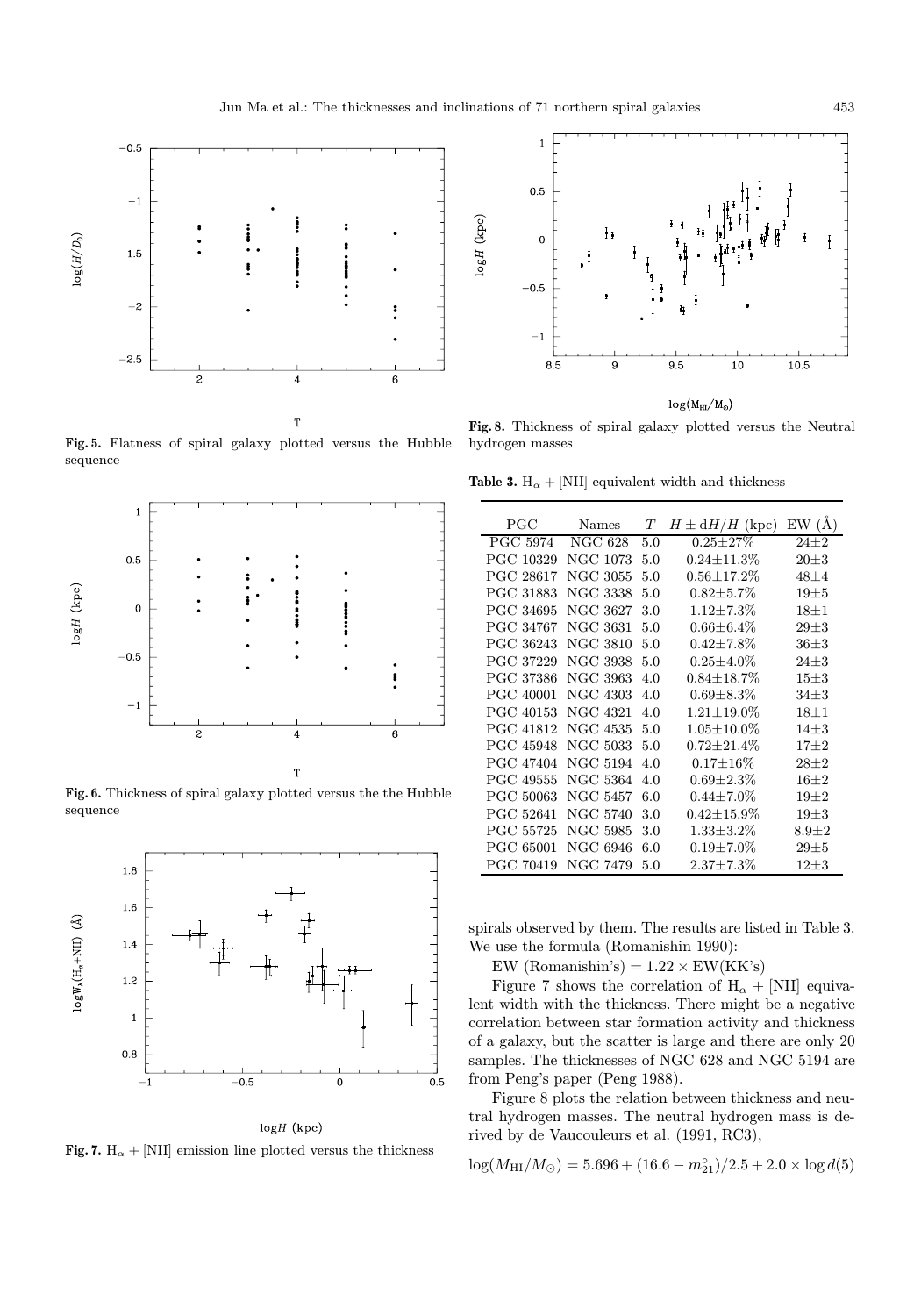**Fig. 5.** Flatness of spiral galaxy plotted versus the Hubble sequence

**Fig. 6.** Thickness of spiral galaxy plotted versus the the Hubble sequence

**Fig. 7.** $H_\alpha$ + [NII] emission line plotted versus the thickness

**Fig. 8.** Thickness of spiral galaxy plotted versus the Neutral hydrogen masses

**Table 3.** $H_\alpha$ + [NII] equivalent width and thickness

| PGC | Names | $T$ | $H \pm dH/H$ (kpc) | EW (Å) |
|---|---|---|---|---|
| PGC 5974 | NGC 628 | 5.0 | 0.25±27% | 24±2 |
| PGC 10329 | NGC 1073 | 5.0 | 0.24±11.3% | 20±3 |
| PGC 28617 | NGC 3055 | 5.0 | 0.56±17.2% | 48±4 |
| PGC 31883 | NGC 3338 | 5.0 | 0.82±5.7% | 19±5 |
| PGC 34695 | NGC 3627 | 3.0 | 1.12±7.3% | 18±1 |
| PGC 34767 | NGC 3631 | 5.0 | 0.66±6.4% | 29±3 |
| PGC 36243 | NGC 3810 | 5.0 | 0.42±7.8% | 36±3 |
| PGC 37229 | NGC 3938 | 5.0 | 0.25±4.0% | 24±3 |
| PGC 37386 | NGC 3963 | 4.0 | 0.84±18.7% | 15±3 |
| PGC 40001 | NGC 4303 | 4.0 | 0.69±8.3% | 34±3 |
| PGC 40153 | NGC 4321 | 4.0 | 1.21±19.0% | 18±1 |
| PGC 41812 | NGC 4535 | 5.0 | 1.05±10.0% | 14±3 |
| PGC 45948 | NGC 5033 | 5.0 | 0.72±21.4% | 17±2 |
| PGC 47404 | NGC 5194 | 4.0 | 0.17±16% | 28±2 |
| PGC 49555 | NGC 5364 | 4.0 | 0.69±2.3% | 16±2 |
| PGC 50063 | NGC 5457 | 6.0 | 0.44±7.0% | 19±2 |
| PGC 52641 | NGC 5740 | 3.0 | 0.42±15.9% | 19±3 |
| PGC 55725 | NGC 5985 | 3.0 | 1.33±3.2% | 8.9±2 |
| PGC 65001 | NGC 6946 | 6.0 | 0.19±7.0% | 29±5 |
| PGC 70419 | NGC 7479 | 5.0 | 2.37±7.3% | 12±3 |

spirals observed by them. The results are listed in Table 3. We use the formula (Romanishin 1990):

EW (Romanishin's) = 1.22 × EW(KK's)

Figure 7 shows the correlation of $H_\alpha$ + [NII] equivalent width with the thickness. There might be a negative correlation between star formation activity and thickness of a galaxy, but the scatter is large and there are only 20 samples. The thicknesses of NGC 628 and NGC 5194 are from Peng's paper (Peng 1988).

Figure 8 plots the relation between thickness and neutral hydrogen masses. The neutral hydrogen mass is derived by de Vaucouleurs et al. (1991, RC3),

$$\log(M_{\rm HI}/M_\odot) = 5.696 + (16.6 - m^\circ_{21})/2.5 + 2.0 \times \log d \quad (5)$$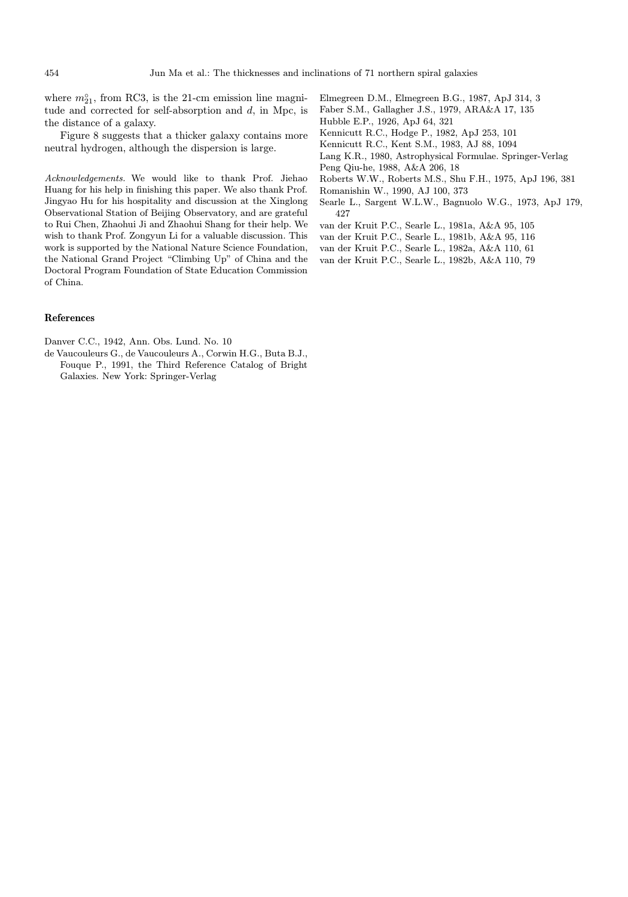where $m_{21}^{\circ}$, from RC3, is the 21-cm emission line magnitude and corrected for self-absorption and $d$, in Mpc, is the distance of a galaxy.

Figure 8 suggests that a thicker galaxy contains more neutral hydrogen, although the dispersion is large.

*Acknowledgements.* We would like to thank Prof. Jiehao Huang for his help in finishing this paper. We also thank Prof. Jingyao Hu for his hospitality and discussion at the Xinglong Observational Station of Beijing Observatory, and are grateful to Rui Chen, Zhaohui Ji and Zhaohui Shang for their help. We wish to thank Prof. Zongyun Li for a valuable discussion. This work is supported by the National Nature Science Foundation, the National Grand Project "Climbing Up" of China and the Doctoral Program Foundation of State Education Commission of China.

## References

Danver C.C., 1942, Ann. Obs. Lund. No. 10

de Vaucouleurs G., de Vaucouleurs A., Corwin H.G., Buta B.J., Fouque P., 1991, the Third Reference Catalog of Bright Galaxies. New York: Springer-Verlag

Elmegreen D.M., Elmegreen B.G., 1987, ApJ 314, 3

Faber S.M., Gallagher J.S., 1979, ARA&A 17, 135

Hubble E.P., 1926, ApJ 64, 321

Kennicutt R.C., Hodge P., 1982, ApJ 253, 101

Kennicutt R.C., Kent S.M., 1983, AJ 88, 1094

Lang K.R., 1980, Astrophysical Formulae. Springer-Verlag

Peng Qiu-he, 1988, A&A 206, 18

Roberts W.W., Roberts M.S., Shu F.H., 1975, ApJ 196, 381

Romanishin W., 1990, AJ 100, 373

Searle L., Sargent W.L.W., Bagnuolo W.G., 1973, ApJ 179, 427

van der Kruit P.C., Searle L., 1981a, A&A 95, 105

van der Kruit P.C., Searle L., 1981b, A&A 95, 116

van der Kruit P.C., Searle L., 1982a, A&A 110, 61

van der Kruit P.C., Searle L., 1982b, A&A 110, 79